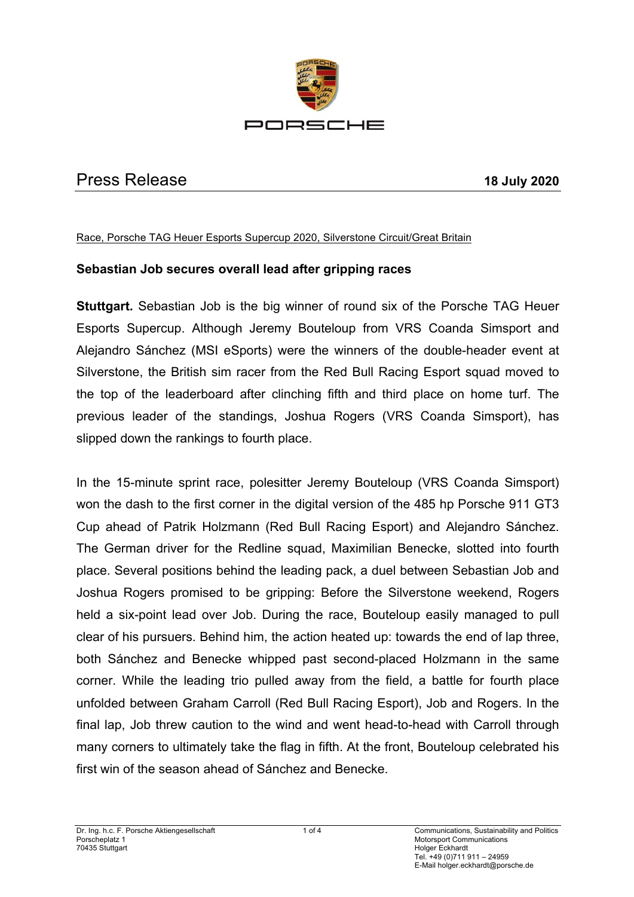# Press Release

**18 July 2020**

Race, Porsche TAG Heuer Esports Supercup 2020, Silverstone Circuit/Great Britain

**Sebastian Job secures overall lead after gripping races**

**Stuttgart.** Sebastian Job is the big winner of round six of the Porsche TAG Heuer Esports Supercup. Although Jeremy Bouteloup from VRS Coanda Simsport and Alejandro Sánchez (MSI eSports) were the winners of the double-header event at Silverstone, the British sim racer from the Red Bull Racing Esport squad moved to the top of the leaderboard after clinching fifth and third place on home turf. The previous leader of the standings, Joshua Rogers (VRS Coanda Simsport), has slipped down the rankings to fourth place.

In the 15-minute sprint race, polesitter Jeremy Bouteloup (VRS Coanda Simsport) won the dash to the first corner in the digital version of the 485 hp Porsche 911 GT3 Cup ahead of Patrik Holzmann (Red Bull Racing Esport) and Alejandro Sánchez. The German driver for the Redline squad, Maximilian Benecke, slotted into fourth place. Several positions behind the leading pack, a duel between Sebastian Job and Joshua Rogers promised to be gripping: Before the Silverstone weekend, Rogers held a six-point lead over Job. During the race, Bouteloup easily managed to pull clear of his pursuers. Behind him, the action heated up: towards the end of lap three, both Sánchez and Benecke whipped past second-placed Holzmann in the same corner. While the leading trio pulled away from the field, a battle for fourth place unfolded between Graham Carroll (Red Bull Racing Esport), Job and Rogers. In the final lap, Job threw caution to the wind and went head-to-head with Carroll through many corners to ultimately take the flag in fifth. At the front, Bouteloup celebrated his first win of the season ahead of Sánchez and Benecke.

Dr. Ing. h.c. F. Porsche Aktiengesellschaft
Porscheplatz 1
70435 Stuttgart

Communications, Sustainability and Politics
Motorsport Communications
Holger Eckhardt
Tel. +49 (0)711 911 – 24959
E-Mail holger.eckhardt@porsche.de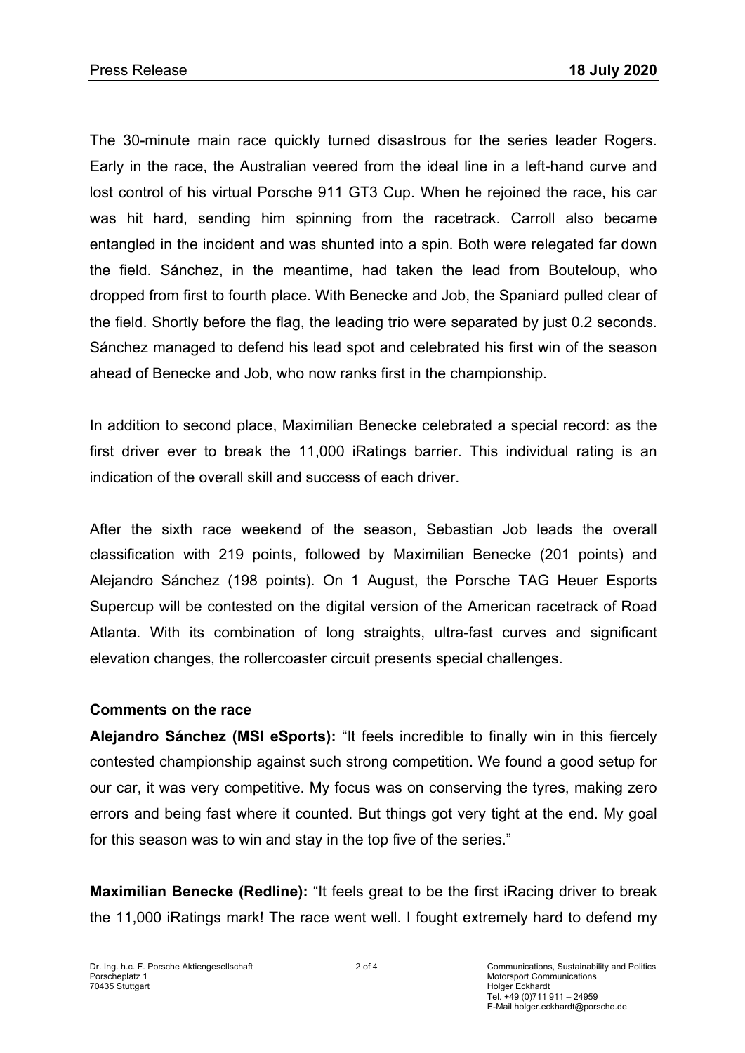The 30-minute main race quickly turned disastrous for the series leader Rogers. Early in the race, the Australian veered from the ideal line in a left-hand curve and lost control of his virtual Porsche 911 GT3 Cup. When he rejoined the race, his car was hit hard, sending him spinning from the racetrack. Carroll also became entangled in the incident and was shunted into a spin. Both were relegated far down the field. Sánchez, in the meantime, had taken the lead from Bouteloup, who dropped from first to fourth place. With Benecke and Job, the Spaniard pulled clear of the field. Shortly before the flag, the leading trio were separated by just 0.2 seconds. Sánchez managed to defend his lead spot and celebrated his first win of the season ahead of Benecke and Job, who now ranks first in the championship.

In addition to second place, Maximilian Benecke celebrated a special record: as the first driver ever to break the 11,000 iRatings barrier. This individual rating is an indication of the overall skill and success of each driver.

After the sixth race weekend of the season, Sebastian Job leads the overall classification with 219 points, followed by Maximilian Benecke (201 points) and Alejandro Sánchez (198 points). On 1 August, the Porsche TAG Heuer Esports Supercup will be contested on the digital version of the American racetrack of Road Atlanta. With its combination of long straights, ultra-fast curves and significant elevation changes, the rollercoaster circuit presents special challenges.

**Comments on the race**

**Alejandro Sánchez (MSI eSports):** "It feels incredible to finally win in this fiercely contested championship against such strong competition. We found a good setup for our car, it was very competitive. My focus was on conserving the tyres, making zero errors and being fast where it counted. But things got very tight at the end. My goal for this season was to win and stay in the top five of the series."

**Maximilian Benecke (Redline):** "It feels great to be the first iRacing driver to break the 11,000 iRatings mark! The race went well. I fought extremely hard to defend my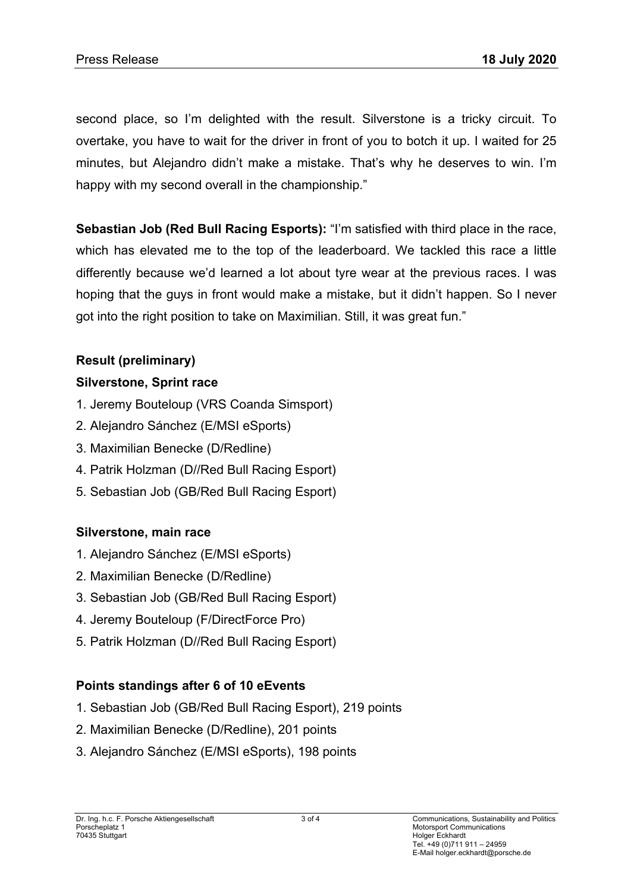second place, so I'm delighted with the result. Silverstone is a tricky circuit. To overtake, you have to wait for the driver in front of you to botch it up. I waited for 25 minutes, but Alejandro didn't make a mistake. That's why he deserves to win. I'm happy with my second overall in the championship."

**Sebastian Job (Red Bull Racing Esports):** "I'm satisfied with third place in the race, which has elevated me to the top of the leaderboard. We tackled this race a little differently because we'd learned a lot about tyre wear at the previous races. I was hoping that the guys in front would make a mistake, but it didn't happen. So I never got into the right position to take on Maximilian. Still, it was great fun."

**Result (preliminary)**

**Silverstone, Sprint race**

1. Jeremy Bouteloup (VRS Coanda Simsport)
2. Alejandro Sánchez (E/MSI eSports)
3. Maximilian Benecke (D/Redline)
4. Patrik Holzman (D//Red Bull Racing Esport)
5. Sebastian Job (GB/Red Bull Racing Esport)

**Silverstone, main race**

1. Alejandro Sánchez (E/MSI eSports)
2. Maximilian Benecke (D/Redline)
3. Sebastian Job (GB/Red Bull Racing Esport)
4. Jeremy Bouteloup (F/DirectForce Pro)
5. Patrik Holzman (D//Red Bull Racing Esport)

**Points standings after 6 of 10 eEvents**

1. Sebastian Job (GB/Red Bull Racing Esport), 219 points
2. Maximilian Benecke (D/Redline), 201 points
3. Alejandro Sánchez (E/MSI eSports), 198 points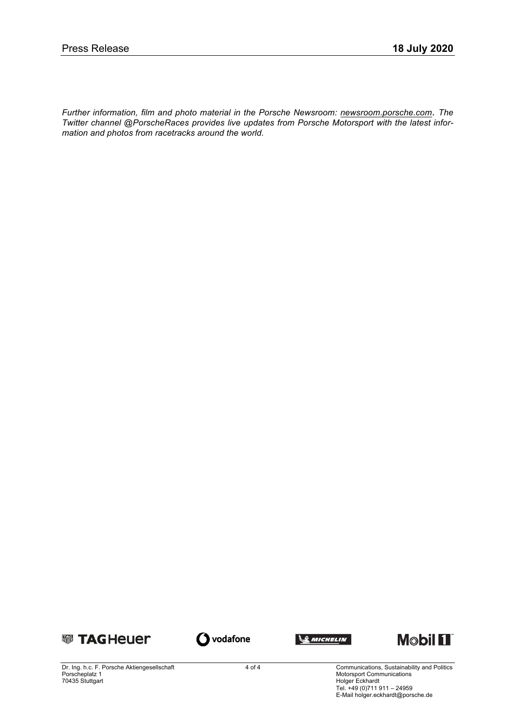*Further information, film and photo material in the Porsche Newsroom: newsroom.porsche.com. The Twitter channel @PorscheRaces provides live updates from Porsche Motorsport with the latest information and photos from racetracks around the world.*